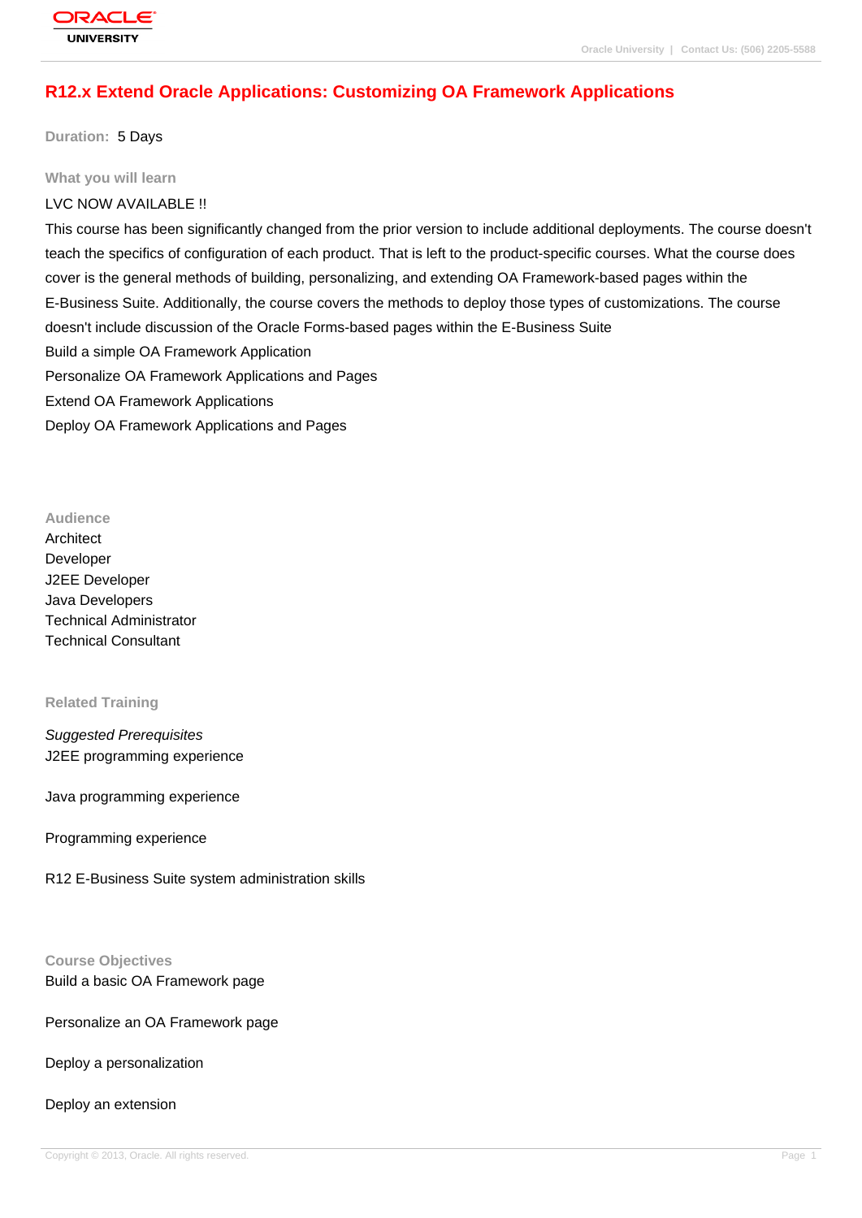# R12.x Extend Oracle Applications: Customizing OA Framework Applications

**Duration:** 5 Days

## What you will learn

LVC NOW AVAILABLE !!

This course has been significantly changed from the prior version to include additional deployments. The course doesn't teach the specifics of configuration of each product. That is left to the product-specific courses. What the course does cover is the general methods of building, personalizing, and extending OA Framework-based pages within the E-Business Suite. Additionally, the course covers the methods to deploy those types of customizations. The course doesn't include discussion of the Oracle Forms-based pages within the E-Business Suite

Build a simple OA Framework Application

Personalize OA Framework Applications and Pages

Extend OA Framework Applications

Deploy OA Framework Applications and Pages

## Audience

Architect

Developer

J2EE Developer

Java Developers

Technical Administrator

Technical Consultant

## Related Training

*Suggested Prerequisites*

J2EE programming experience

Java programming experience

Programming experience

R12 E-Business Suite system administration skills

## Course Objectives

Build a basic OA Framework page

Personalize an OA Framework page

Deploy a personalization

Deploy an extension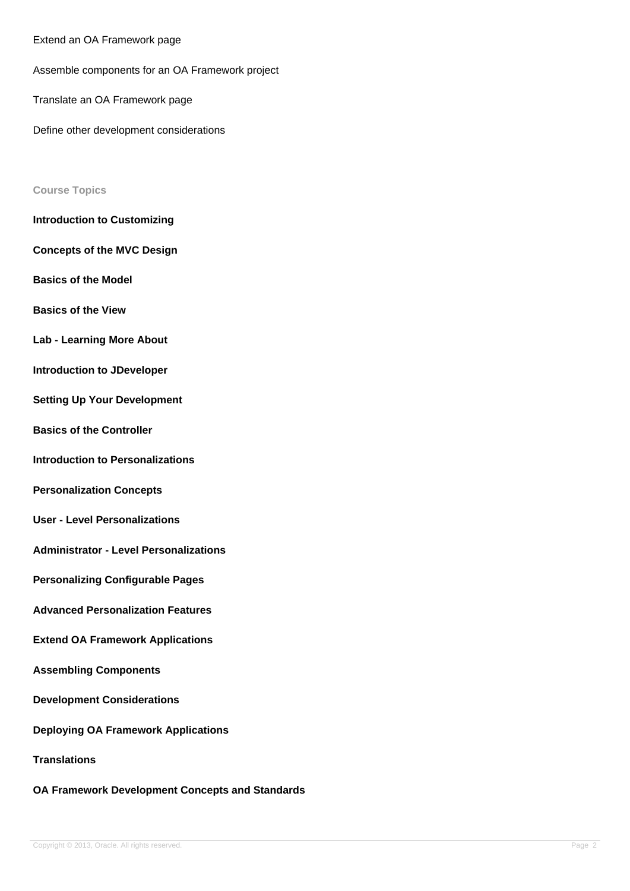Extend an OA Framework page

Assemble components for an OA Framework project

Translate an OA Framework page

Define other development considerations

### Course Topics

**Introduction to Customizing**

**Concepts of the MVC Design**

**Basics of the Model**

**Basics of the View**

**Lab - Learning More About**

**Introduction to JDeveloper**

**Setting Up Your Development**

**Basics of the Controller**

**Introduction to Personalizations**

**Personalization Concepts**

**User - Level Personalizations**

**Administrator - Level Personalizations**

**Personalizing Configurable Pages**

**Advanced Personalization Features**

**Extend OA Framework Applications**

**Assembling Components**

**Development Considerations**

**Deploying OA Framework Applications**

**Translations**

**OA Framework Development Concepts and Standards**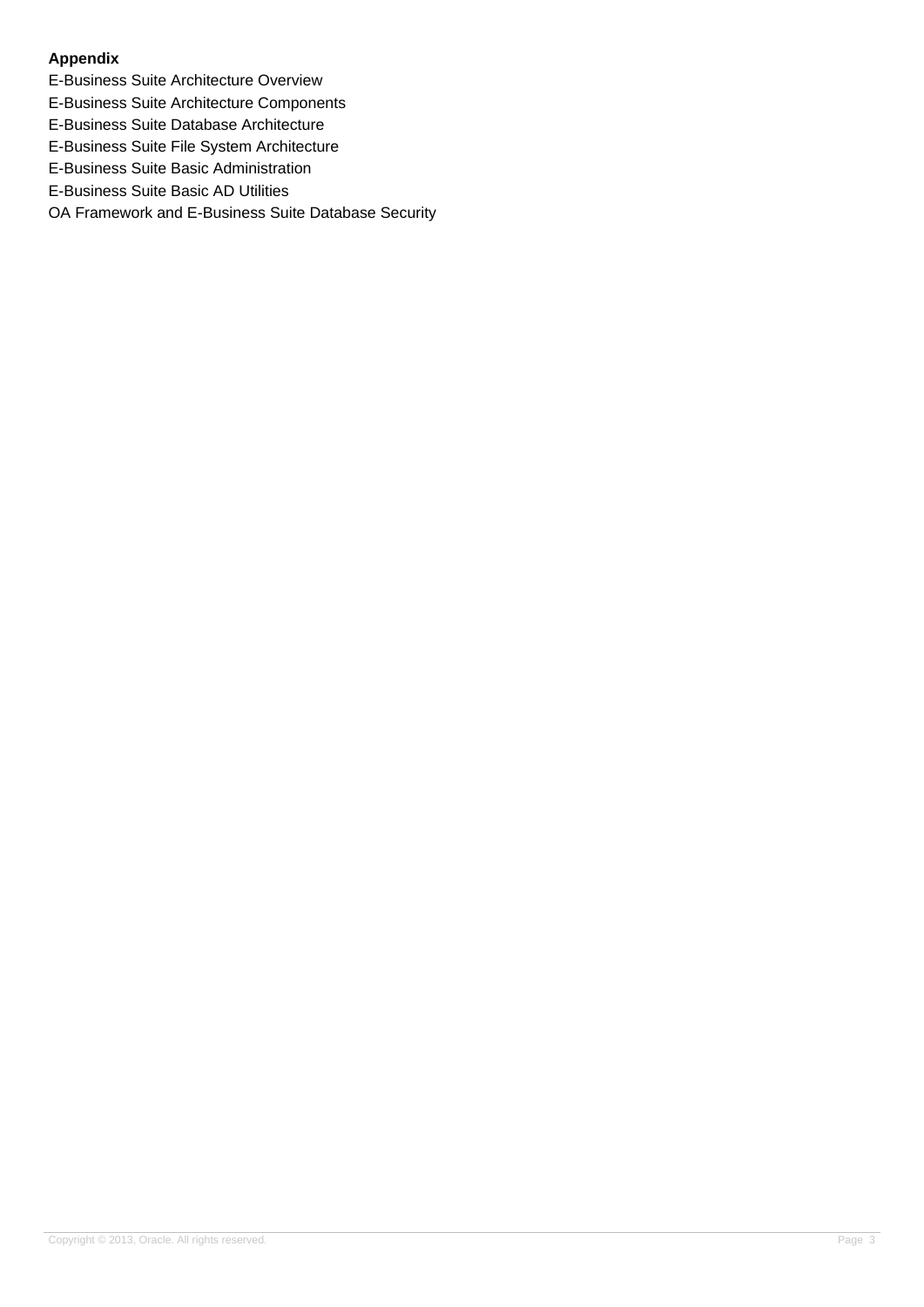**Appendix**

E-Business Suite Architecture Overview
E-Business Suite Architecture Components
E-Business Suite Database Architecture
E-Business Suite File System Architecture
E-Business Suite Basic Administration
E-Business Suite Basic AD Utilities
OA Framework and E-Business Suite Database Security